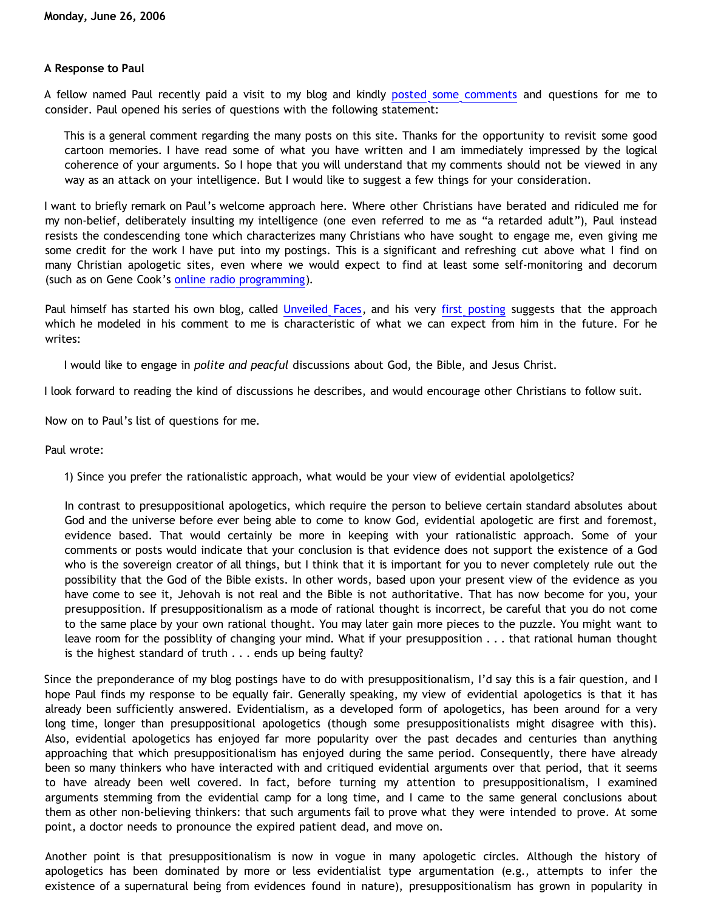**Monday, June 26, 2006**

**A Response to Paul**

A fellow named Paul recently paid a visit to my blog and kindly posted some comments and questions for me to consider. Paul opened his series of questions with the following statement:

> This is a general comment regarding the many posts on this site. Thanks for the opportunity to revisit some good cartoon memories. I have read some of what you have written and I am immediately impressed by the logical coherence of your arguments. So I hope that you will understand that my comments should not be viewed in any way as an attack on your intelligence. But I would like to suggest a few things for your consideration.

I want to briefly remark on Paul's welcome approach here. Where other Christians have berated and ridiculed me for my non-belief, deliberately insulting my intelligence (one even referred to me as "a retarded adult"), Paul instead resists the condescending tone which characterizes many Christians who have sought to engage me, even giving me some credit for the work I have put into my postings. This is a significant and refreshing cut above what I find on many Christian apologetic sites, even where we would expect to find at least some self-monitoring and decorum (such as on Gene Cook's online radio programming).

Paul himself has started his own blog, called Unveiled Faces, and his very first posting suggests that the approach which he modeled in his comment to me is characteristic of what we can expect from him in the future. For he writes:

> I would like to engage in *polite and peacful* discussions about God, the Bible, and Jesus Christ.

I look forward to reading the kind of discussions he describes, and would encourage other Christians to follow suit.

Now on to Paul's list of questions for me.

Paul wrote:

> 1) Since you prefer the rationalistic approach, what would be your view of evidential apolologetics?
>
> In contrast to presuppositional apologetics, which require the person to believe certain standard absolutes about God and the universe before ever being able to come to know God, evidential apologetic are first and foremost, evidence based. That would certainly be more in keeping with your rationalistic approach. Some of your comments or posts would indicate that your conclusion is that evidence does not support the existence of a God who is the sovereign creator of all things, but I think that it is important for you to never completely rule out the possibility that the God of the Bible exists. In other words, based upon your present view of the evidence as you have come to see it, Jehovah is not real and the Bible is not authoritative. That has now become for you, your presupposition. If presuppositionalism as a mode of rational thought is incorrect, be careful that you do not come to the same place by your own rational thought. You may later gain more pieces to the puzzle. You might want to leave room for the possiblity of changing your mind. What if your presupposition . . . that rational human thought is the highest standard of truth . . . ends up being faulty?

Since the preponderance of my blog postings have to do with presuppositionalism, I'd say this is a fair question, and I hope Paul finds my response to be equally fair. Generally speaking, my view of evidential apologetics is that it has already been sufficiently answered. Evidentialism, as a developed form of apologetics, has been around for a very long time, longer than presuppositional apologetics (though some presuppositionalists might disagree with this). Also, evidential apologetics has enjoyed far more popularity over the past decades and centuries than anything approaching that which presuppositionalism has enjoyed during the same period. Consequently, there have already been so many thinkers who have interacted with and critiqued evidential arguments over that period, that it seems to have already been well covered. In fact, before turning my attention to presuppositionalism, I examined arguments stemming from the evidential camp for a long time, and I came to the same general conclusions about them as other non-believing thinkers: that such arguments fail to prove what they were intended to prove. At some point, a doctor needs to pronounce the expired patient dead, and move on.

Another point is that presuppositionalism is now in vogue in many apologetic circles. Although the history of apologetics has been dominated by more or less evidentialist type argumentation (e.g., attempts to infer the existence of a supernatural being from evidences found in nature), presuppositionalism has grown in popularity in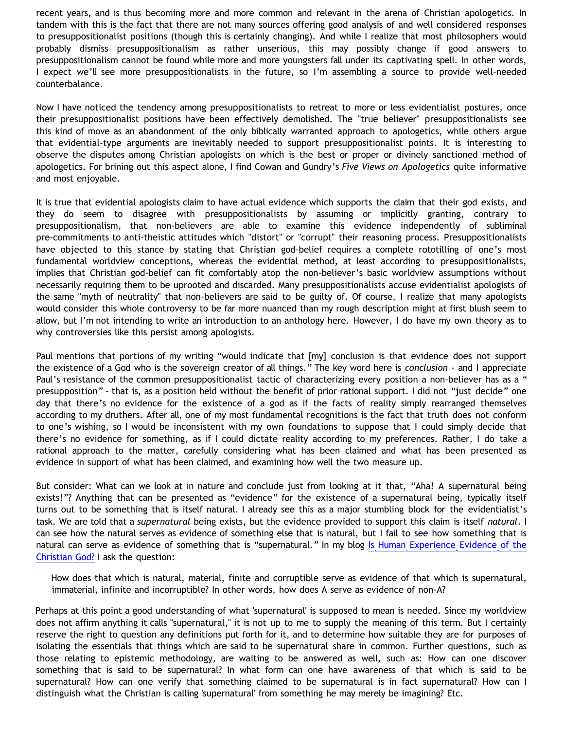recent years, and is thus becoming more and more common and relevant in the arena of Christian apologetics. In tandem with this is the fact that there are not many sources offering good analysis of and well considered responses to presuppositionalist positions (though this is certainly changing). And while I realize that most philosophers would probably dismiss presuppositionalism as rather unserious, this may possibly change if good answers to presuppositionalism cannot be found while more and more youngsters fall under its captivating spell. In other words, I expect we'll see more presuppositionalists in the future, so I'm assembling a source to provide well-needed counterbalance.

Now I have noticed the tendency among presuppositionalists to retreat to more or less evidentialist postures, once their presuppositionalist positions have been effectively demolished. The "true believer" presuppositionalists see this kind of move as an abandonment of the only biblically warranted approach to apologetics, while others argue that evidential-type arguments are inevitably needed to support presuppositionalist points. It is interesting to observe the disputes among Christian apologists on which is the best or proper or divinely sanctioned method of apologetics. For brining out this aspect alone, I find Cowan and Gundry's *Five Views on Apologetics* quite informative and most enjoyable.

It is true that evidential apologists claim to have actual evidence which supports the claim that their god exists, and they do seem to disagree with presuppositionalists by assuming or implicitly granting, contrary to presuppositionalism, that non-believers are able to examine this evidence independently of subliminal pre-commitments to anti-theistic attitudes which "distort" or "corrupt" their reasoning process. Presuppositionalists have objected to this stance by stating that Christian god-belief requires a complete rototilling of one's most fundamental worldview conceptions, whereas the evidential method, at least according to presuppositionalists, implies that Christian god-belief can fit comfortably atop the non-believer's basic worldview assumptions without necessarily requiring them to be uprooted and discarded. Many presuppositionalists accuse evidentialist apologists of the same "myth of neutrality" that non-believers are said to be guilty of. Of course, I realize that many apologists would consider this whole controversy to be far more nuanced than my rough description might at first blush seem to allow, but I'm not intending to write an introduction to an anthology here. However, I do have my own theory as to why controversies like this persist among apologists.

Paul mentions that portions of my writing "would indicate that [my] conclusion is that evidence does not support the existence of a God who is the sovereign creator of all things." The key word here is *conclusion* - and I appreciate Paul's resistance of the common presuppositionalist tactic of characterizing every position a non-believer has as a "presupposition" – that is, as a position held without the benefit of prior rational support. I did not "just decide" one day that there's no evidence for the existence of a god as if the facts of reality simply rearranged themselves according to my druthers. After all, one of my most fundamental recognitions is the fact that truth does not conform to one's wishing, so I would be inconsistent with my own foundations to suppose that I could simply decide that there's no evidence for something, as if I could dictate reality according to my preferences. Rather, I do take a rational approach to the matter, carefully considering what has been claimed and what has been presented as evidence in support of what has been claimed, and examining how well the two measure up.

But consider: What can we look at in nature and conclude just from looking at it that, "Aha! A supernatural being exists!"? Anything that can be presented as "evidence" for the existence of a supernatural being, typically itself turns out to be something that is itself natural. I already see this as a major stumbling block for the evidentialist's task. We are told that a *supernatural* being exists, but the evidence provided to support this claim is itself *natural*. I can see how the natural serves as evidence of something else that is natural, but I fail to see how something that is natural can serve as evidence of something that is "supernatural." In my blog Is Human Experience Evidence of the Christian God? I ask the question:

> How does that which is natural, material, finite and corruptible serve as evidence of that which is supernatural, immaterial, infinite and incorruptible? In other words, how does A serve as evidence of non-A?

Perhaps at this point a good understanding of what 'supernatural' is supposed to mean is needed. Since my worldview does not affirm anything it calls "supernatural," it is not up to me to supply the meaning of this term. But I certainly reserve the right to question any definitions put forth for it, and to determine how suitable they are for purposes of isolating the essentials that things which are said to be supernatural share in common. Further questions, such as those relating to epistemic methodology, are waiting to be answered as well, such as: How can one discover something that is said to be supernatural? In what form can one have awareness of that which is said to be supernatural? How can one verify that something claimed to be supernatural is in fact supernatural? How can I distinguish what the Christian is calling 'supernatural' from something he may merely be imagining? Etc.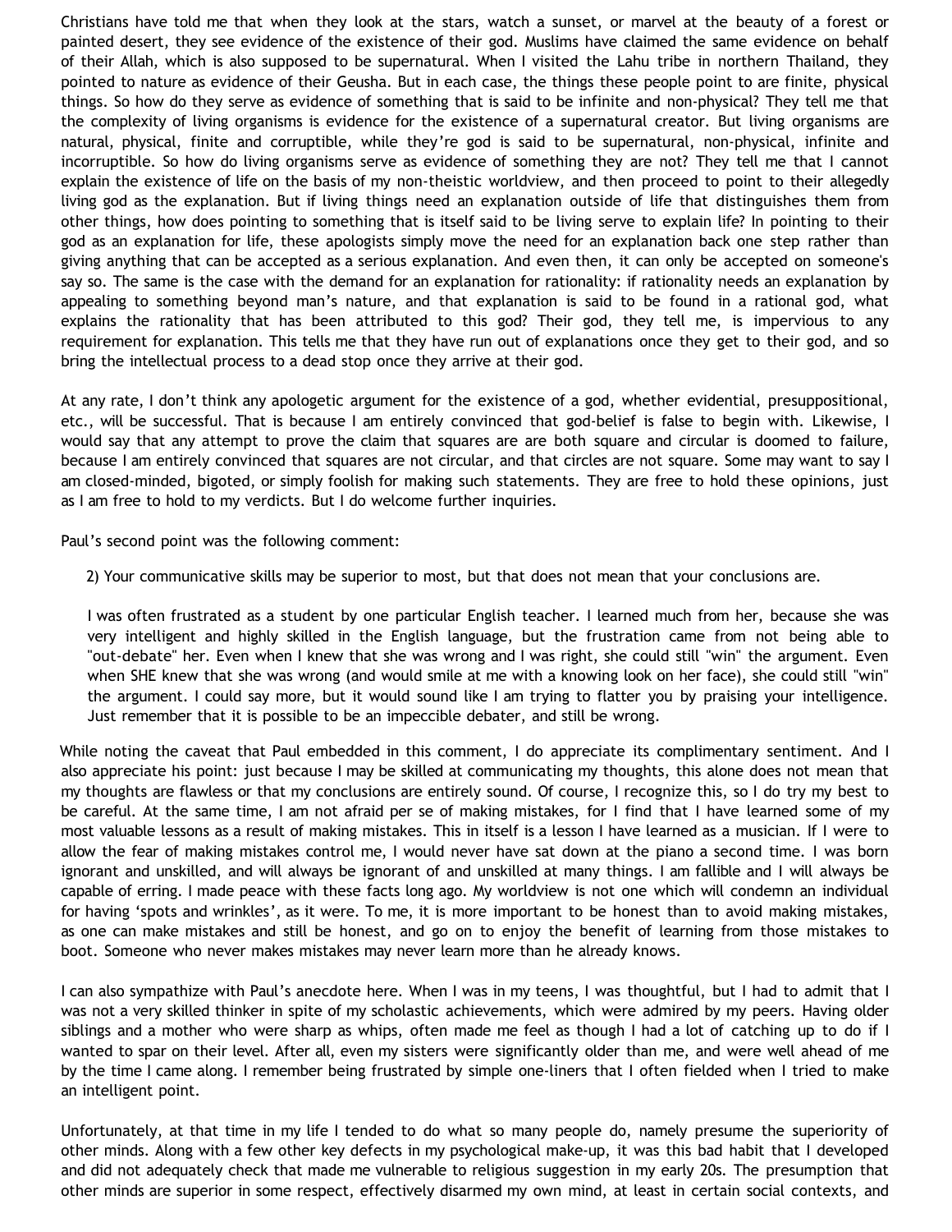Christians have told me that when they look at the stars, watch a sunset, or marvel at the beauty of a forest or painted desert, they see evidence of the existence of their god. Muslims have claimed the same evidence on behalf of their Allah, which is also supposed to be supernatural. When I visited the Lahu tribe in northern Thailand, they pointed to nature as evidence of their Geusha. But in each case, the things these people point to are finite, physical things. So how do they serve as evidence of something that is said to be infinite and non-physical? They tell me that the complexity of living organisms is evidence for the existence of a supernatural creator. But living organisms are natural, physical, finite and corruptible, while they're god is said to be supernatural, non-physical, infinite and incorruptible. So how do living organisms serve as evidence of something they are not? They tell me that I cannot explain the existence of life on the basis of my non-theistic worldview, and then proceed to point to their allegedly living god as the explanation. But if living things need an explanation outside of life that distinguishes them from other things, how does pointing to something that is itself said to be living serve to explain life? In pointing to their god as an explanation for life, these apologists simply move the need for an explanation back one step rather than giving anything that can be accepted as a serious explanation. And even then, it can only be accepted on someone's say so. The same is the case with the demand for an explanation for rationality: if rationality needs an explanation by appealing to something beyond man's nature, and that explanation is said to be found in a rational god, what explains the rationality that has been attributed to this god? Their god, they tell me, is impervious to any requirement for explanation. This tells me that they have run out of explanations once they get to their god, and so bring the intellectual process to a dead stop once they arrive at their god.

At any rate, I don't think any apologetic argument for the existence of a god, whether evidential, presuppositional, etc., will be successful. That is because I am entirely convinced that god-belief is false to begin with. Likewise, I would say that any attempt to prove the claim that squares are are both square and circular is doomed to failure, because I am entirely convinced that squares are not circular, and that circles are not square. Some may want to say I am closed-minded, bigoted, or simply foolish for making such statements. They are free to hold these opinions, just as I am free to hold to my verdicts. But I do welcome further inquiries.

Paul's second point was the following comment:

> 2) Your communicative skills may be superior to most, but that does not mean that your conclusions are.
>
> I was often frustrated as a student by one particular English teacher. I learned much from her, because she was very intelligent and highly skilled in the English language, but the frustration came from not being able to "out-debate" her. Even when I knew that she was wrong and I was right, she could still "win" the argument. Even when SHE knew that she was wrong (and would smile at me with a knowing look on her face), she could still "win" the argument. I could say more, but it would sound like I am trying to flatter you by praising your intelligence. Just remember that it is possible to be an impeccible debater, and still be wrong.

While noting the caveat that Paul embedded in this comment, I do appreciate its complimentary sentiment. And I also appreciate his point: just because I may be skilled at communicating my thoughts, this alone does not mean that my thoughts are flawless or that my conclusions are entirely sound. Of course, I recognize this, so I do try my best to be careful. At the same time, I am not afraid per se of making mistakes, for I find that I have learned some of my most valuable lessons as a result of making mistakes. This in itself is a lesson I have learned as a musician. If I were to allow the fear of making mistakes control me, I would never have sat down at the piano a second time. I was born ignorant and unskilled, and will always be ignorant of and unskilled at many things. I am fallible and I will always be capable of erring. I made peace with these facts long ago. My worldview is not one which will condemn an individual for having 'spots and wrinkles', as it were. To me, it is more important to be honest than to avoid making mistakes, as one can make mistakes and still be honest, and go on to enjoy the benefit of learning from those mistakes to boot. Someone who never makes mistakes may never learn more than he already knows.

I can also sympathize with Paul's anecdote here. When I was in my teens, I was thoughtful, but I had to admit that I was not a very skilled thinker in spite of my scholastic achievements, which were admired by my peers. Having older siblings and a mother who were sharp as whips, often made me feel as though I had a lot of catching up to do if I wanted to spar on their level. After all, even my sisters were significantly older than me, and were well ahead of me by the time I came along. I remember being frustrated by simple one-liners that I often fielded when I tried to make an intelligent point.

Unfortunately, at that time in my life I tended to do what so many people do, namely presume the superiority of other minds. Along with a few other key defects in my psychological make-up, it was this bad habit that I developed and did not adequately check that made me vulnerable to religious suggestion in my early 20s. The presumption that other minds are superior in some respect, effectively disarmed my own mind, at least in certain social contexts, and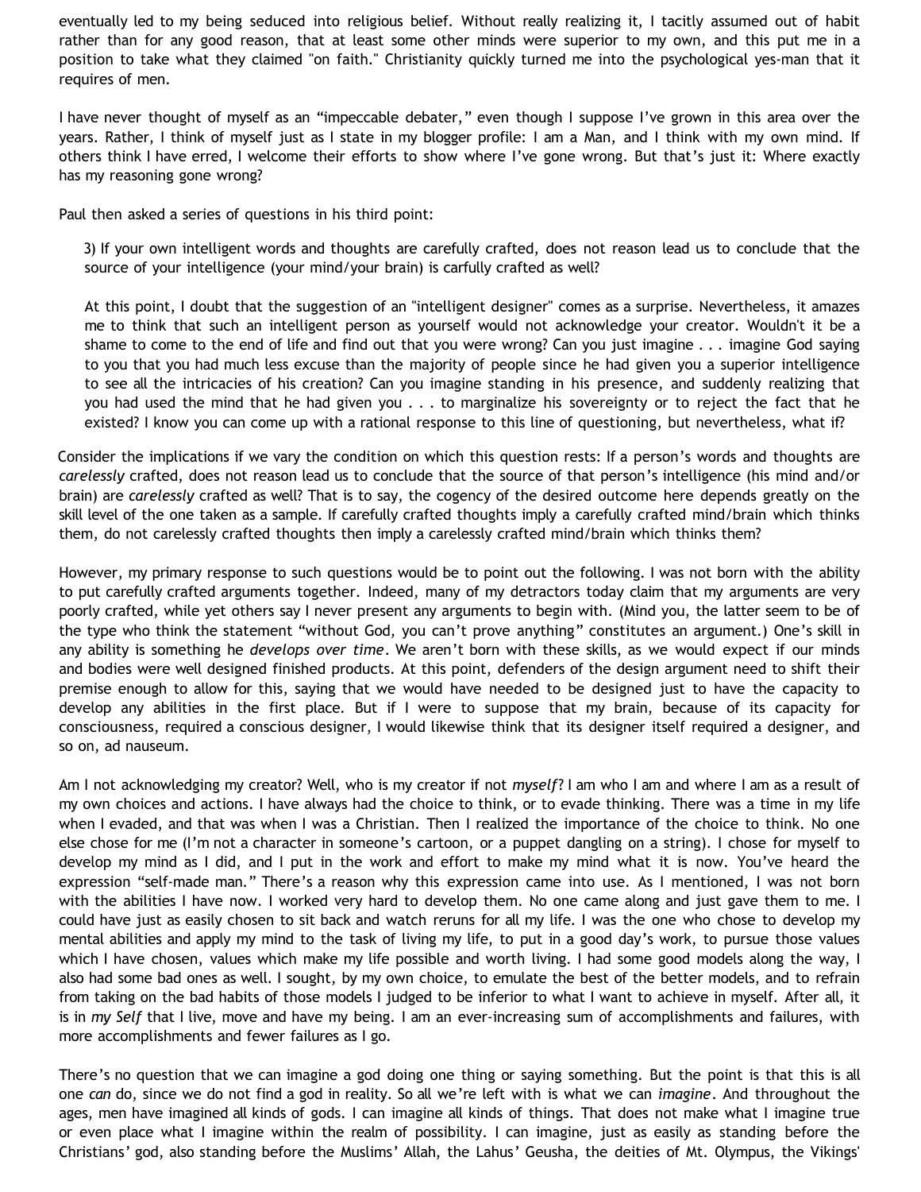eventually led to my being seduced into religious belief. Without really realizing it, I tacitly assumed out of habit rather than for any good reason, that at least some other minds were superior to my own, and this put me in a position to take what they claimed "on faith." Christianity quickly turned me into the psychological yes-man that it requires of men.

I have never thought of myself as an "impeccable debater," even though I suppose I've grown in this area over the years. Rather, I think of myself just as I state in my blogger profile: I am a Man, and I think with my own mind. If others think I have erred, I welcome their efforts to show where I've gone wrong. But that's just it: Where exactly has my reasoning gone wrong?

Paul then asked a series of questions in his third point:

> 3) If your own intelligent words and thoughts are carefully crafted, does not reason lead us to conclude that the source of your intelligence (your mind/your brain) is carfully crafted as well?
>
> At this point, I doubt that the suggestion of an "intelligent designer" comes as a surprise. Nevertheless, it amazes me to think that such an intelligent person as yourself would not acknowledge your creator. Wouldn't it be a shame to come to the end of life and find out that you were wrong? Can you just imagine . . . imagine God saying to you that you had much less excuse than the majority of people since he had given you a superior intelligence to see all the intricacies of his creation? Can you imagine standing in his presence, and suddenly realizing that you had used the mind that he had given you . . . to marginalize his sovereignty or to reject the fact that he existed? I know you can come up with a rational response to this line of questioning, but nevertheless, what if?

Consider the implications if we vary the condition on which this question rests: If a person's words and thoughts are *carelessly* crafted, does not reason lead us to conclude that the source of the desired that person's intelligence (his mind and/or brain) are *carelessly* crafted as well? That is to say, the cogency of the desired outcome here depends greatly on the skill level of the one taken as a sample. If carefully crafted thoughts imply a carefully crafted mind/brain which thinks them, do not carelessly crafted thoughts then imply a carelessly crafted mind/brain which thinks them?

However, my primary response to such questions would be to point out the following. I was not born with the ability to put carefully crafted arguments together. Indeed, many of my detractors today claim that my arguments are very poorly crafted, while yet others say I never present any arguments to begin with. (Mind you, the latter seem to be of the type who think the statement "without God, you can't prove anything" constitutes an argument.) One's skill in any ability is something he *develops over time*. We aren't born with these skills, as we would expect if our minds and bodies were well designed finished products. At this point, defenders of the design argument need to shift their premise enough to allow for this, saying that we would have needed to be designed just to have the capacity to develop any abilities in the first place. But if I were to suppose that my brain, because of its capacity for consciousness, required a conscious designer, I would likewise think that its designer itself required a designer, and so on, ad nauseum.

Am I not acknowledging my creator? Well, who is my creator if not *myself*? I am who I am and where I am as a result of my own choices and actions. I have always had the choice to think, or to evade thinking. There was a time in my life when I evaded, and that was when I was a Christian. Then I realized the importance of the choice to think. No one else chose for me (I'm not a character in someone's cartoon, or a puppet dangling on a string). I chose for myself to develop my mind as I did, and I put in the work and effort to make my mind what it is now. You've heard the expression "self-made man." There's a reason why this expression came into use. As I mentioned, I was not born with the abilities I have now. I worked very hard to develop them. No one came along and just gave them to me. I could have just as easily chosen to sit back and watch reruns for all my life. I was the one who chose to develop my mental abilities and apply my mind to the task of living my life, to put in a good day's work, to pursue those values which I have chosen, values which make my life possible and worth living. I had some good models along the way, I also had some bad ones as well. I sought, by my own choice, to emulate the best of the better models, and to refrain from taking on the bad habits of those models I judged to be inferior to what I want to achieve in myself. After all, it is in *my Self* that I live, move and have my being. I am an ever-increasing sum of accomplishments and failures, with more accomplishments and fewer failures as I go.

There's no question that we can imagine a god doing one thing or saying something. But the point is that this is all one *can* do, since we do not find a god in reality. So all we're left with is what we can *imagine*. And throughout the ages, men have imagined all kinds of gods. I can imagine all kinds of things. That does not make what I imagine true or even place what I imagine within the realm of possibility. I can imagine, just as easily as standing before the Christians' god, also standing before the Muslims' Allah, the Lahus' Geusha, the deities of Mt. Olympus, the Vikings'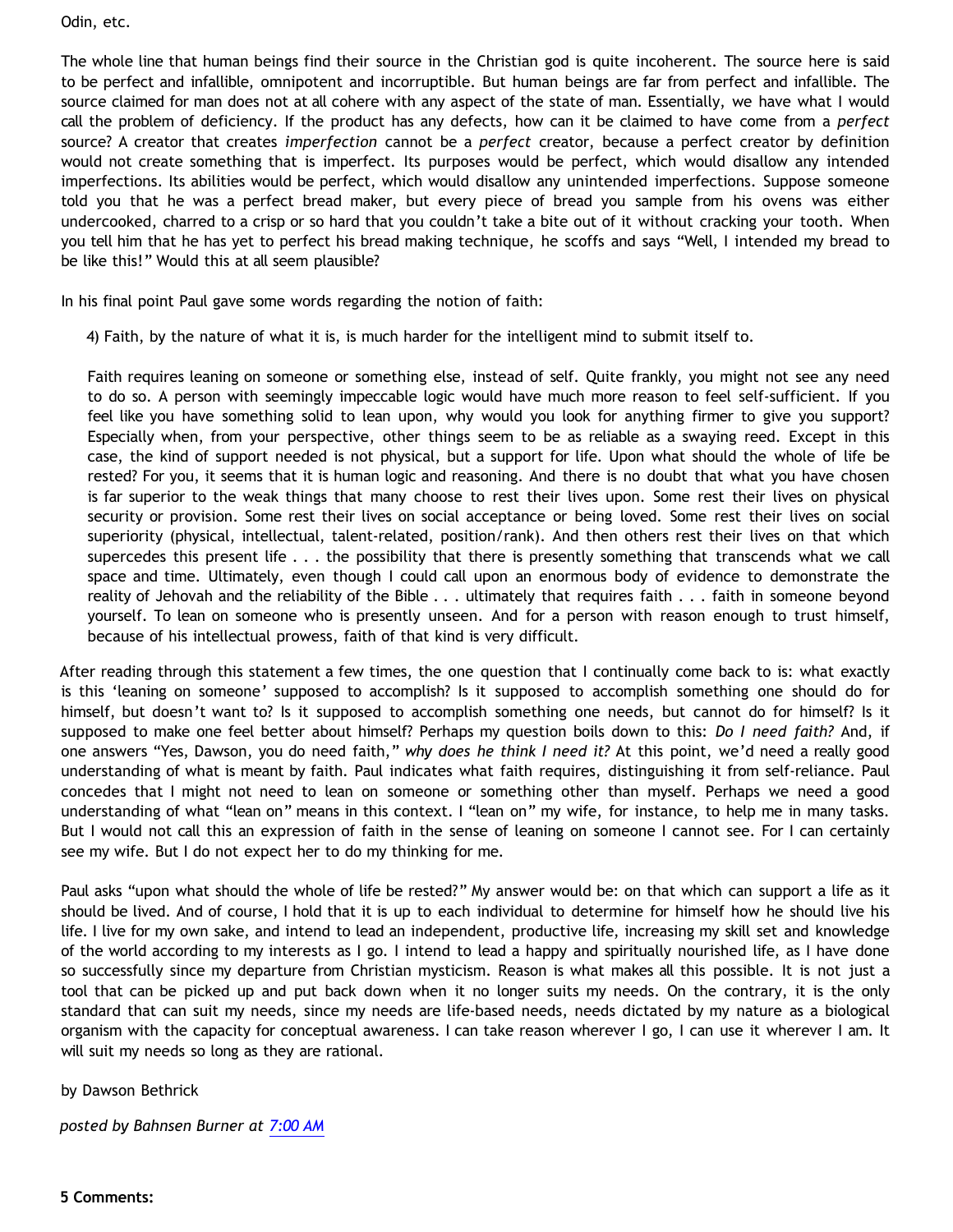Odin, etc.

The whole line that human beings find their source in the Christian god is quite incoherent. The source here is said to be perfect and infallible, omnipotent and incorruptible. But human beings are far from perfect and infallible. The source claimed for man does not at all cohere with any aspect of the state of man. Essentially, we have what I would call the problem of deficiency. If the product has any defects, how can it be claimed to have come from a *perfect* source? A creator that creates *imperfection* cannot be a *perfect* creator, because a perfect creator by definition would not create something that is imperfect. Its purposes would be perfect, which would disallow any intended imperfections. Its abilities would be perfect, which would disallow any unintended imperfections. Suppose someone told you that he was a perfect bread maker, but every piece of bread you sample from his ovens was either undercooked, charred to a crisp or so hard that you couldn't take a bite out of it without cracking your tooth. When you tell him that he has yet to perfect his bread making technique, he scoffs and says "Well, I intended my bread to be like this!" Would this at all seem plausible?

In his final point Paul gave some words regarding the notion of faith:

> 4) Faith, by the nature of what it is, is much harder for the intelligent mind to submit itself to.
>
> Faith requires leaning on someone or something else, instead of self. Quite frankly, you might not see any need to do so. A person with seemingly impeccable logic would have much more reason to feel self-sufficient. If you feel like you have something solid to lean upon, why would you look for anything firmer to give you support? Especially when, from your perspective, other things seem to be as reliable as a swaying reed. Except in this case, the kind of support needed is not physical, but a support for life. Upon what should the whole of life be rested? For you, it seems that it is human logic and reasoning. And there is no doubt that what you have chosen is far superior to the weak things that many choose to rest their lives upon. Some rest their lives on physical security or provision. Some rest their lives on social acceptance or being loved. Some rest their lives on social superiority (physical, intellectual, talent-related, position/rank). And then others rest their lives on that which supercedes this present life . . . the possibility that there is presently something that transcends what we call space and time. Ultimately, even though I could call upon an enormous body of evidence to demonstrate the reality of Jehovah and the reliability of the Bible . . . ultimately that requires faith . . . faith in someone beyond yourself. To lean on someone who is presently unseen. And for a person with reason enough to trust himself, because of his intellectual prowess, faith of that kind is very difficult.

After reading through this statement a few times, the one question that I continually come back to is: what exactly is this 'leaning on someone' supposed to accomplish? Is it supposed to accomplish something one should do for himself, but doesn't want to? Is it supposed to accomplish something one needs, but cannot do for himself? Is it supposed to make one feel better about himself? Perhaps my question boils down to this: *Do I need faith?* And, if one answers "Yes, Dawson, you do need faith," *why does he think I need it?* At this point, we'd need a really good understanding of what is meant by faith. Paul indicates what faith requires, distinguishing it from self-reliance. Paul concedes that I might not need to lean on someone or something other than myself. Perhaps we need a good understanding of what "lean on" means in this context. I "lean on" my wife, for instance, to help me in many tasks. But I would not call this an expression of faith in the sense of leaning on someone I cannot see. For I can certainly see my wife. But I do not expect her to do my thinking for me.

Paul asks "upon what should the whole of life be rested?" My answer would be: on that which can support a life as it should be lived. And of course, I hold that it is up to each individual to determine for himself how he should live his life. I live for my own sake, and intend to lead an independent, productive life, increasing my skill set and knowledge of the world according to my interests as I go. I intend to lead a happy and spiritually nourished life, as I have done so successfully since my departure from Christian mysticism. Reason is what makes all this possible. It is not just a tool that can be picked up and put back down when it no longer suits my needs. On the contrary, it is the only standard that can suit my needs, since my needs are life-based needs, needs dictated by my nature as a biological organism with the capacity for conceptual awareness. I can take reason wherever I go, I can use it wherever I am. It will suit my needs so long as they are rational.

by Dawson Bethrick

*posted by Bahnsen Burner at 7:00 AM*

**5 Comments:**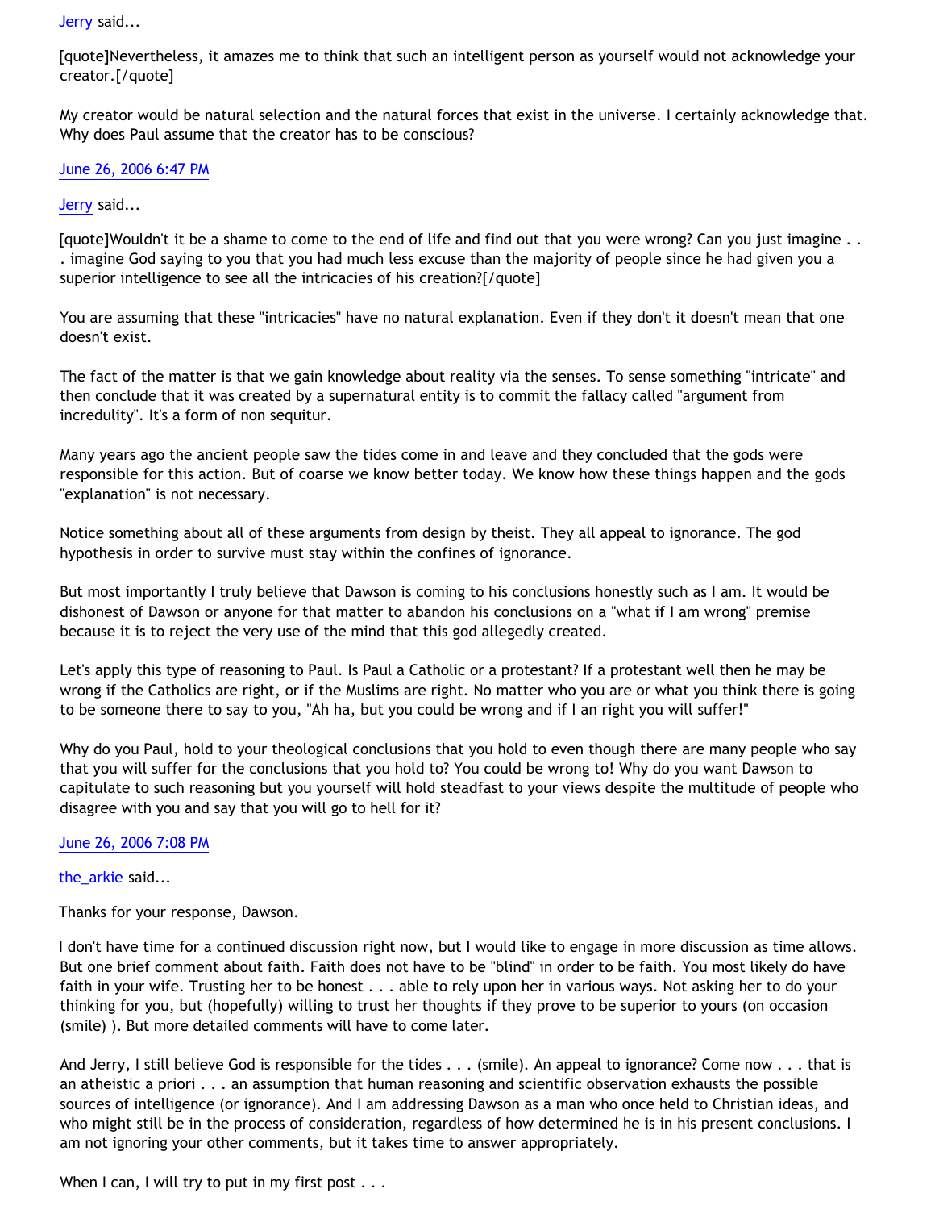Jerry said...

[quote]Nevertheless, it amazes me to think that such an intelligent person as yourself would not acknowledge your creator.[/quote]

My creator would be natural selection and the natural forces that exist in the universe. I certainly acknowledge that. Why does Paul assume that the creator has to be conscious?

June 26, 2006 6:47 PM

Jerry said...

[quote]Wouldn't it be a shame to come to the end of life and find out that you were wrong? Can you just imagine . . . imagine God saying to you that you had much less excuse than the majority of people since he had given you a superior intelligence to see all the intricacies of his creation?[/quote]

You are assuming that these "intricacies" have no natural explanation. Even if they don't it doesn't mean that one doesn't exist.

The fact of the matter is that we gain knowledge about reality via the senses. To sense something "intricate" and then conclude that it was created by a supernatural entity is to commit the fallacy called "argument from incredulity". It's a form of non sequitur.

Many years ago the ancient people saw the tides come in and leave and they concluded that the gods were responsible for this action. But of coarse we know better today. We know how these things happen and the gods "explanation" is not necessary.

Notice something about all of these arguments from design by theist. They all appeal to ignorance. The god hypothesis in order to survive must stay within the confines of ignorance.

But most importantly I truly believe that Dawson is coming to his conclusions honestly such as I am. It would be dishonest of Dawson or anyone for that matter to abandon his conclusions on a "what if I am wrong" premise because it is to reject the very use of the mind that this god allegedly created.

Let's apply this type of reasoning to Paul. Is Paul a Catholic or a protestant? If a protestant well then he may be wrong if the Catholics are right, or if the Muslims are right. No matter who you are or what you think there is going to be someone there to say to you, "Ah ha, but you could be wrong and if I an right you will suffer!"

Why do you Paul, hold to your theological conclusions that you hold to even though there are many people who say that you will suffer for the conclusions that you hold to? You could be wrong to! Why do you want Dawson to capitulate to such reasoning but you yourself will hold steadfast to your views despite the multitude of people who disagree with you and say that you will go to hell for it?

June 26, 2006 7:08 PM

the_arkie said...

Thanks for your response, Dawson.

I don't have time for a continued discussion right now, but I would like to engage in more discussion as time allows. But one brief comment about faith. Faith does not have to be "blind" in order to be faith. You most likely do have faith in your wife. Trusting her to be honest . . . able to rely upon her in various ways. Not asking her to do your thinking for you, but (hopefully) willing to trust her thoughts if they prove to be superior to yours (on occasion (smile) ). But more detailed comments will have to come later.

And Jerry, I still believe God is responsible for the tides . . . (smile). An appeal to ignorance? Come now . . . that is an atheistic a priori . . . an assumption that human reasoning and scientific observation exhausts the possible sources of intelligence (or ignorance). And I am addressing Dawson as a man who once held to Christian ideas, and who might still be in the process of consideration, regardless of how determined he is in his present conclusions. I am not ignoring your other comments, but it takes time to answer appropriately.

When I can, I will try to put in my first post . . .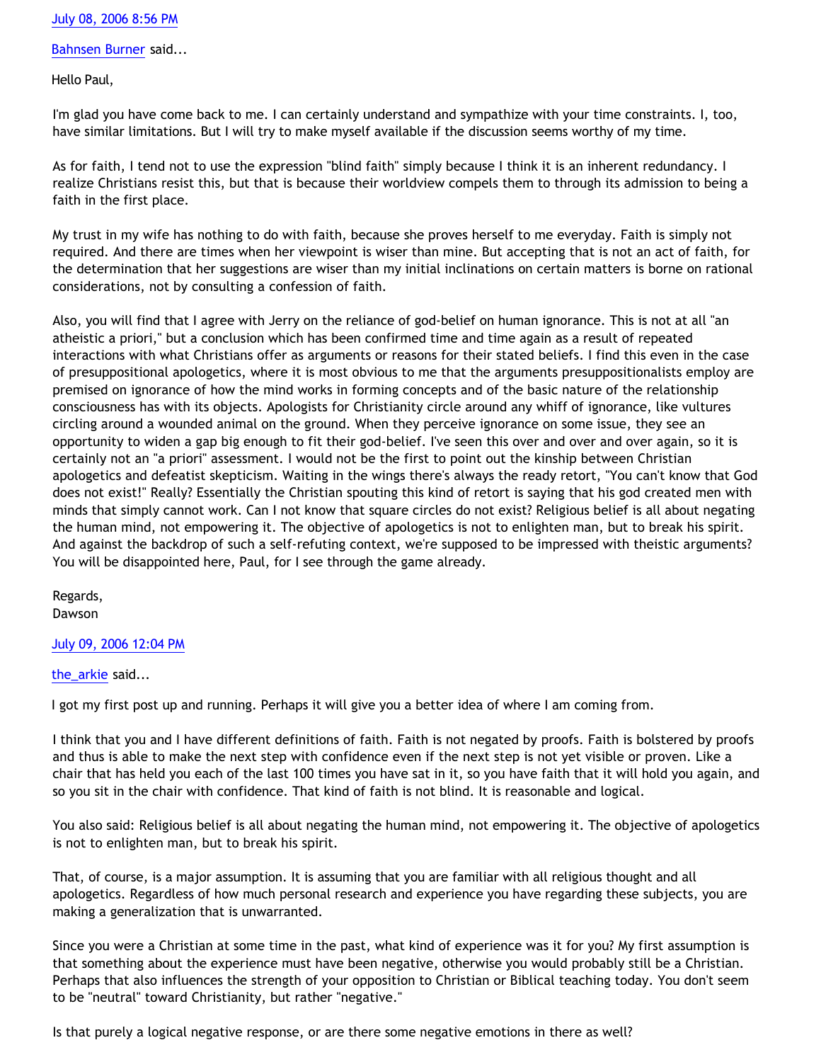July 08, 2006 8:56 PM

Bahnsen Burner said...

Hello Paul,

I'm glad you have come back to me. I can certainly understand and sympathize with your time constraints. I, too, have similar limitations. But I will try to make myself available if the discussion seems worthy of my time.

As for faith, I tend not to use the expression "blind faith" simply because I think it is an inherent redundancy. I realize Christians resist this, but that is because their worldview compels them to through its admission to being a faith in the first place.

My trust in my wife has nothing to do with faith, because she proves herself to me everyday. Faith is simply not required. And there are times when her viewpoint is wiser than mine. But accepting that is not an act of faith, for the determination that her suggestions are wiser than my initial inclinations on certain matters is borne on rational considerations, not by consulting a confession of faith.

Also, you will find that I agree with Jerry on the reliance of god-belief on human ignorance. This is not at all "an atheistic a priori," but a conclusion which has been confirmed time and time again as a result of repeated interactions with what Christians offer as arguments or reasons for their stated beliefs. I find this even in the case of presuppositional apologetics, where it is most obvious to me that the arguments presuppositionalists employ are premised on ignorance of how the mind works in forming concepts and of the basic nature of the relationship consciousness has with its objects. Apologists for Christianity circle around any whiff of ignorance, like vultures circling around a wounded animal on the ground. When they perceive ignorance on some issue, they see an opportunity to widen a gap big enough to fit their god-belief. I've seen this over and over and over again, so it is certainly not an "a priori" assessment. I would not be the first to point out the kinship between Christian apologetics and defeatist skepticism. Waiting in the wings there's always the ready retort, "You can't know that God does not exist!" Really? Essentially the Christian spouting this kind of retort is saying that his god created men with minds that simply cannot work. Can I not know that square circles do not exist? Religious belief is all about negating the human mind, not empowering it. The objective of apologetics is not to enlighten man, but to break his spirit. And against the backdrop of such a self-refuting context, we're supposed to be impressed with theistic arguments? You will be disappointed here, Paul, for I see through the game already.

Regards,
Dawson

July 09, 2006 12:04 PM

the_arkie said...

I got my first post up and running. Perhaps it will give you a better idea of where I am coming from.

I think that you and I have different definitions of faith. Faith is not negated by proofs. Faith is bolstered by proofs and thus is able to make the next step with confidence even if the next step is not yet visible or proven. Like a chair that has held you each of the last 100 times you have sat in it, so you have faith that it will hold you again, and so you sit in the chair with confidence. That kind of faith is not blind. It is reasonable and logical.

You also said: Religious belief is all about negating the human mind, not empowering it. The objective of apologetics is not to enlighten man, but to break his spirit.

That, of course, is a major assumption. It is assuming that you are familiar with all religious thought and all apologetics. Regardless of how much personal research and experience you have regarding these subjects, you are making a generalization that is unwarranted.

Since you were a Christian at some time in the past, what kind of experience was it for you? My first assumption is that something about the experience must have been negative, otherwise you would probably still be a Christian. Perhaps that also influences the strength of your opposition to Christian or Biblical teaching today. You don't seem to be "neutral" toward Christianity, but rather "negative."

Is that purely a logical negative response, or are there some negative emotions in there as well?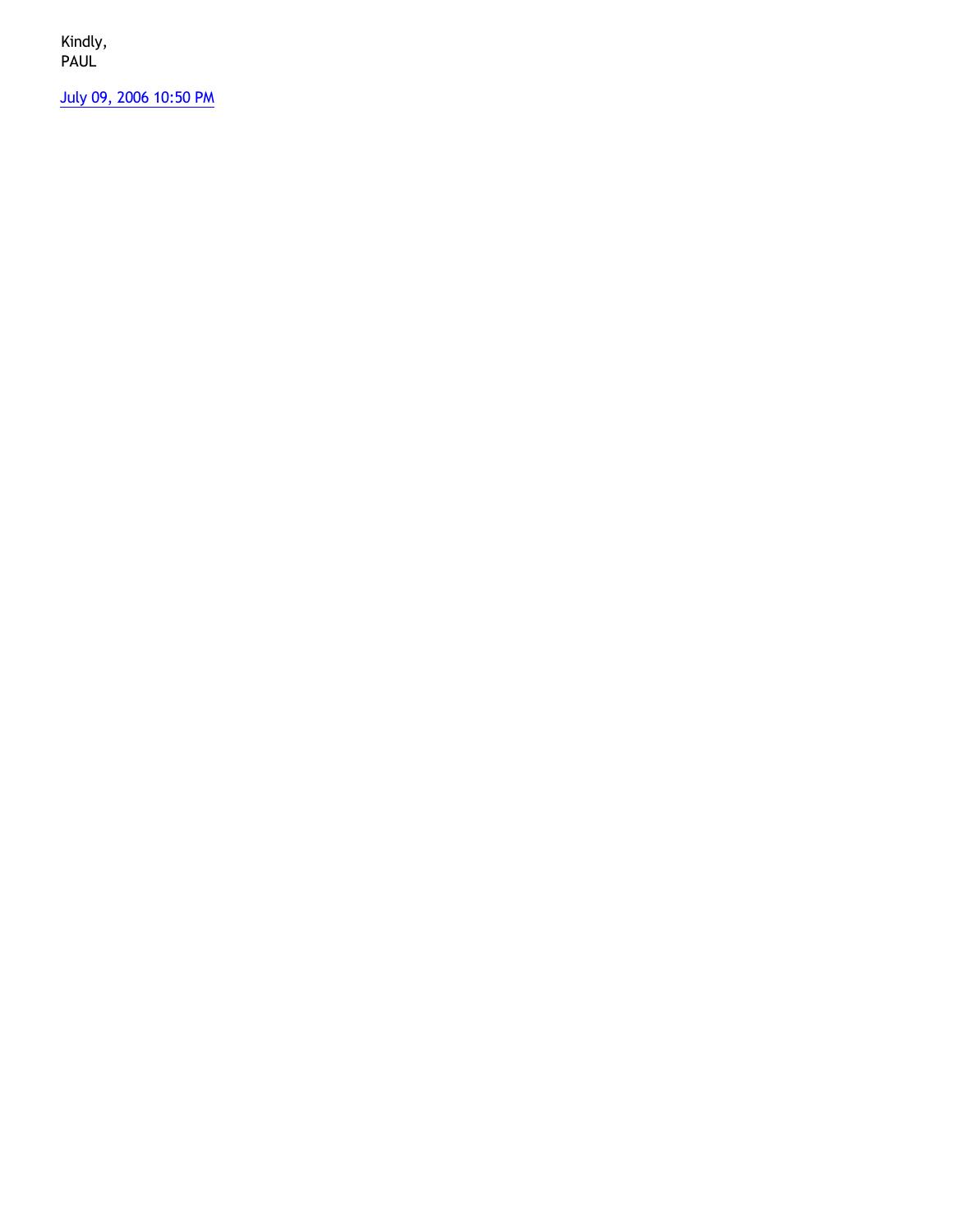Kindly,
PAUL

July 09, 2006 10:50 PM